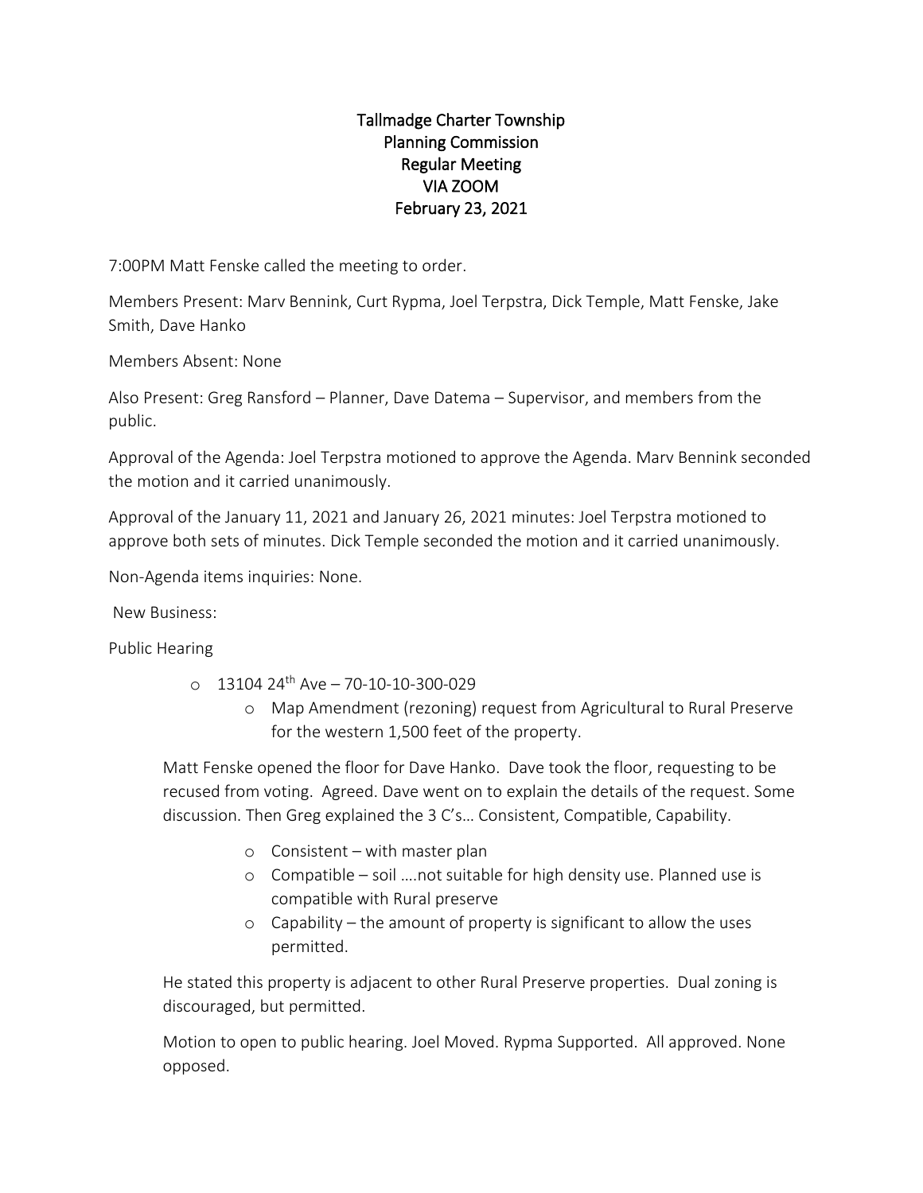# Tallmadge Charter Township
## Planning Commission
## Regular Meeting
## VIA ZOOM
## February 23, 2021

7:00PM Matt Fenske called the meeting to order.

Members Present: Marv Bennink, Curt Rypma, Joel Terpstra, Dick Temple, Matt Fenske, Jake Smith, Dave Hanko

Members Absent: None

Also Present: Greg Ransford – Planner, Dave Datema – Supervisor, and members from the public.

Approval of the Agenda: Joel Terpstra motioned to approve the Agenda. Marv Bennink seconded the motion and it carried unanimously.

Approval of the January 11, 2021 and January 26, 2021 minutes: Joel Terpstra motioned to approve both sets of minutes. Dick Temple seconded the motion and it carried unanimously.

Non-Agenda items inquiries: None.

New Business:

Public Hearing

- 13104 24th Ave – 70-10-10-300-029
  - Map Amendment (rezoning) request from Agricultural to Rural Preserve for the western 1,500 feet of the property.

Matt Fenske opened the floor for Dave Hanko. Dave took the floor, requesting to be recused from voting. Agreed. Dave went on to explain the details of the request. Some discussion. Then Greg explained the 3 C's… Consistent, Compatible, Capability.

- Consistent – with master plan
- Compatible – soil ….not suitable for high density use. Planned use is compatible with Rural preserve
- Capability – the amount of property is significant to allow the uses permitted.

He stated this property is adjacent to other Rural Preserve properties. Dual zoning is discouraged, but permitted.

Motion to open to public hearing. Joel Moved. Rypma Supported. All approved. None opposed.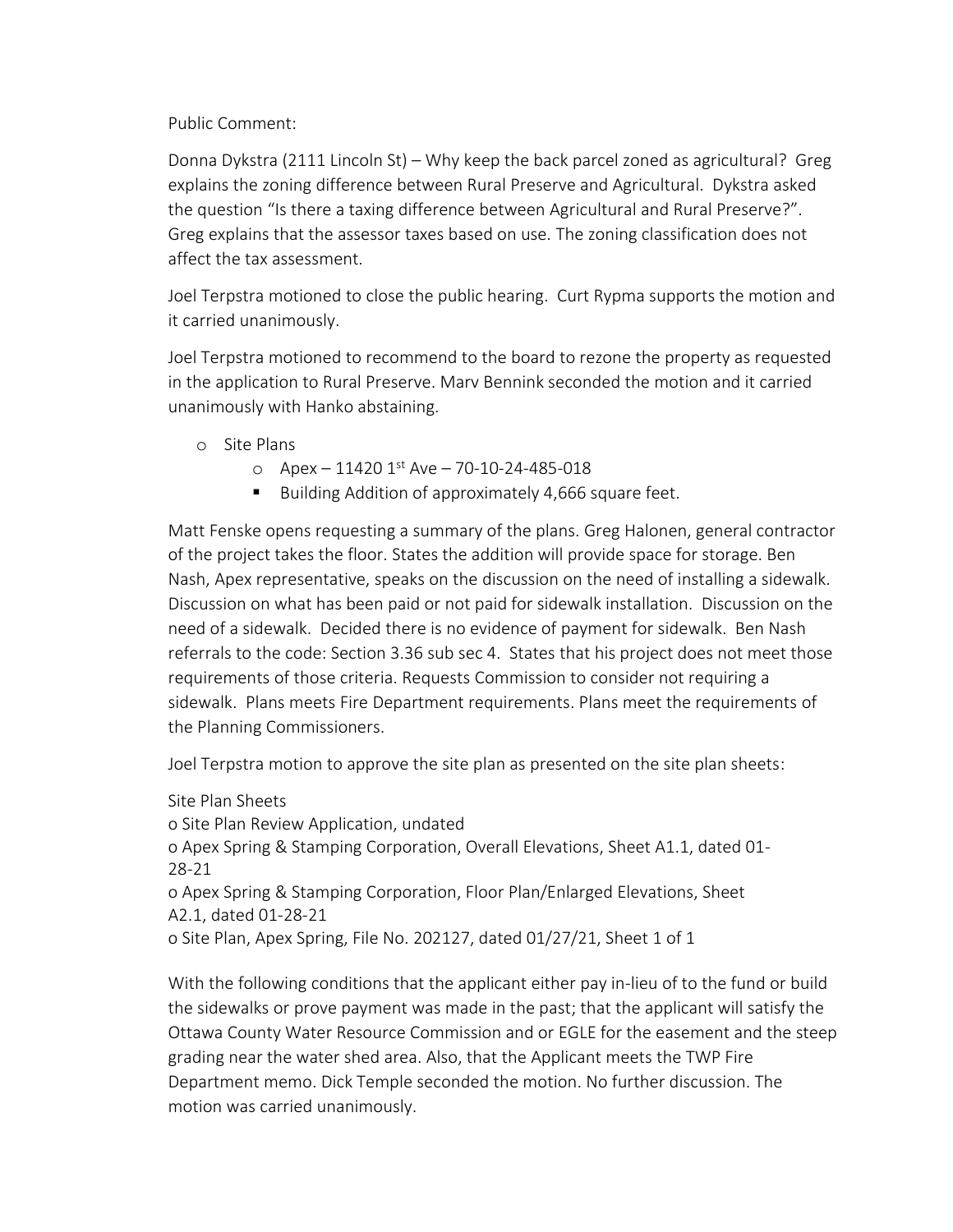Public Comment:

Donna Dykstra (2111 Lincoln St) – Why keep the back parcel zoned as agricultural? Greg explains the zoning difference between Rural Preserve and Agricultural. Dykstra asked the question "Is there a taxing difference between Agricultural and Rural Preserve?". Greg explains that the assessor taxes based on use. The zoning classification does not affect the tax assessment.

Joel Terpstra motioned to close the public hearing. Curt Rypma supports the motion and it carried unanimously.

Joel Terpstra motioned to recommend to the board to rezone the property as requested in the application to Rural Preserve. Marv Bennink seconded the motion and it carried unanimously with Hanko abstaining.

- Site Plans
    - Apex – 11420 1st Ave – 70-10-24-485-018
        - Building Addition of approximately 4,666 square feet.

Matt Fenske opens requesting a summary of the plans. Greg Halonen, general contractor of the project takes the floor. States the addition will provide space for storage. Ben Nash, Apex representative, speaks on the discussion on the need of installing a sidewalk. Discussion on what has been paid or not paid for sidewalk installation. Discussion on the need of a sidewalk. Decided there is no evidence of payment for sidewalk. Ben Nash referrals to the code: Section 3.36 sub sec 4. States that his project does not meet those requirements of those criteria. Requests Commission to consider not requiring a sidewalk. Plans meets Fire Department requirements. Plans meet the requirements of the Planning Commissioners.

Joel Terpstra motion to approve the site plan as presented on the site plan sheets:

Site Plan Sheets
o Site Plan Review Application, undated
o Apex Spring & Stamping Corporation, Overall Elevations, Sheet A1.1, dated 01-28-21
o Apex Spring & Stamping Corporation, Floor Plan/Enlarged Elevations, Sheet A2.1, dated 01-28-21
o Site Plan, Apex Spring, File No. 202127, dated 01/27/21, Sheet 1 of 1

With the following conditions that the applicant either pay in-lieu of to the fund or build the sidewalks or prove payment was made in the past; that the applicant will satisfy the Ottawa County Water Resource Commission and or EGLE for the easement and the steep grading near the water shed area. Also, that the Applicant meets the TWP Fire Department memo. Dick Temple seconded the motion. No further discussion. The motion was carried unanimously.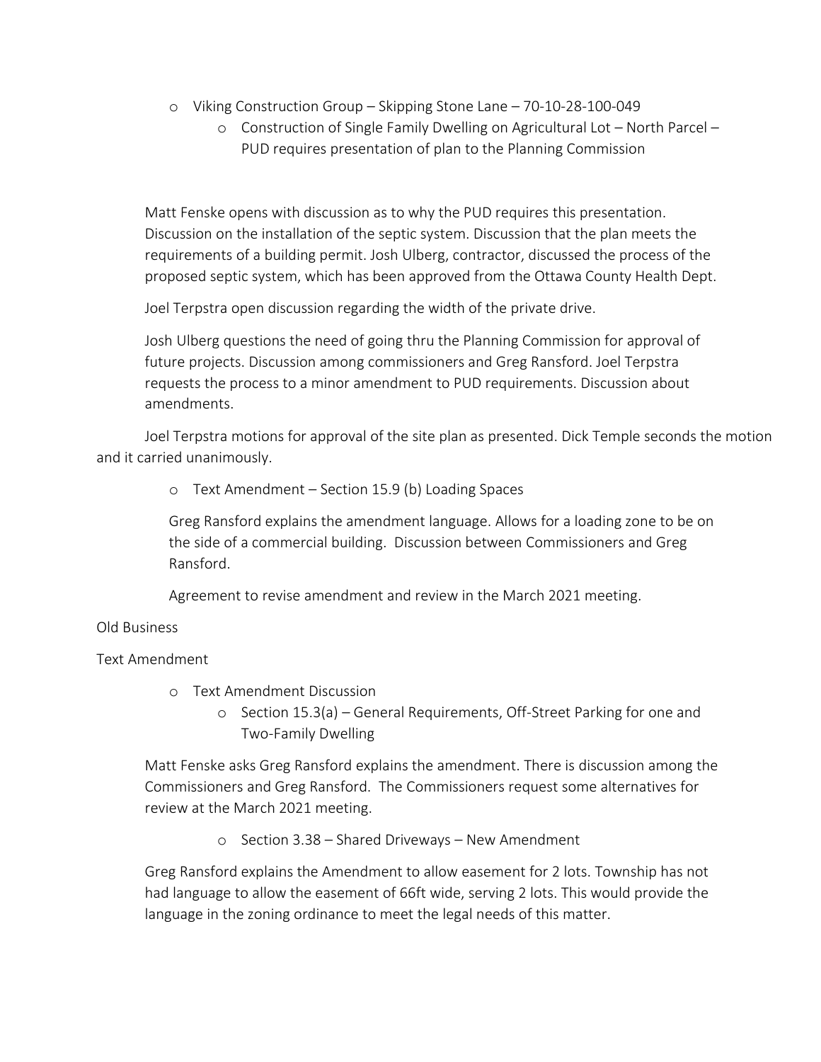- Viking Construction Group – Skipping Stone Lane – 70-10-28-100-049
    - Construction of Single Family Dwelling on Agricultural Lot – North Parcel – PUD requires presentation of plan to the Planning Commission

Matt Fenske opens with discussion as to why the PUD requires this presentation. Discussion on the installation of the septic system. Discussion that the plan meets the requirements of a building permit. Josh Ulberg, contractor, discussed the process of the proposed septic system, which has been approved from the Ottawa County Health Dept.

Joel Terpstra open discussion regarding the width of the private drive.

Josh Ulberg questions the need of going thru the Planning Commission for approval of future projects. Discussion among commissioners and Greg Ransford. Joel Terpstra requests the process to a minor amendment to PUD requirements. Discussion about amendments.

Joel Terpstra motions for approval of the site plan as presented. Dick Temple seconds the motion and it carried unanimously.

- Text Amendment – Section 15.9 (b) Loading Spaces

Greg Ransford explains the amendment language. Allows for a loading zone to be on the side of a commercial building. Discussion between Commissioners and Greg Ransford.

Agreement to revise amendment and review in the March 2021 meeting.

Old Business

Text Amendment

- Text Amendment Discussion
    - Section 15.3(a) – General Requirements, Off-Street Parking for one and Two-Family Dwelling

Matt Fenske asks Greg Ransford explains the amendment. There is discussion among the Commissioners and Greg Ransford. The Commissioners request some alternatives for review at the March 2021 meeting.

- Section 3.38 – Shared Driveways – New Amendment

Greg Ransford explains the Amendment to allow easement for 2 lots. Township has not had language to allow the easement of 66ft wide, serving 2 lots. This would provide the language in the zoning ordinance to meet the legal needs of this matter.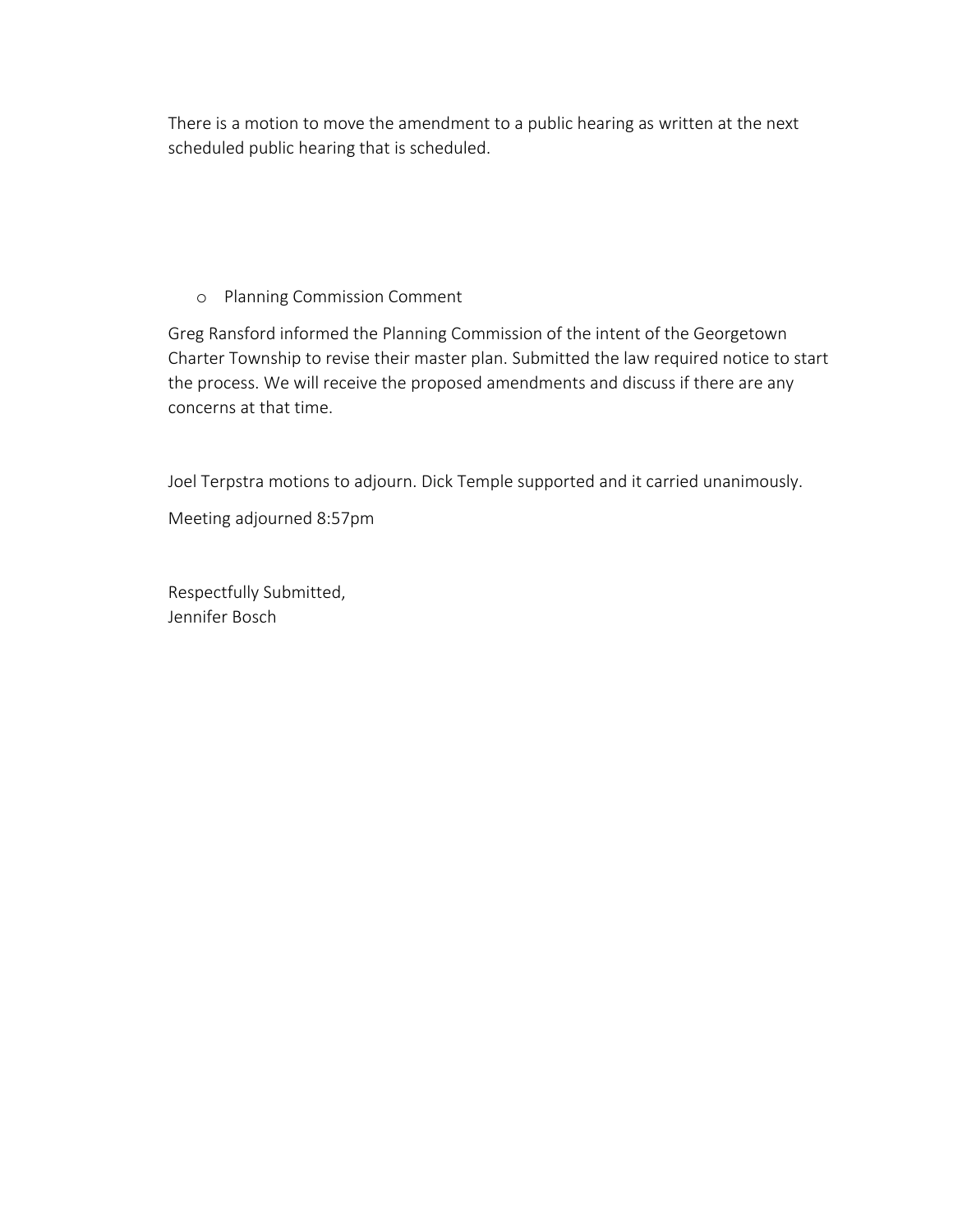There is a motion to move the amendment to a public hearing as written at the next scheduled public hearing that is scheduled.

- Planning Commission Comment

Greg Ransford informed the Planning Commission of the intent of the Georgetown Charter Township to revise their master plan. Submitted the law required notice to start the process. We will receive the proposed amendments and discuss if there are any concerns at that time.

Joel Terpstra motions to adjourn. Dick Temple supported and it carried unanimously.

Meeting adjourned 8:57pm

Respectfully Submitted,
Jennifer Bosch